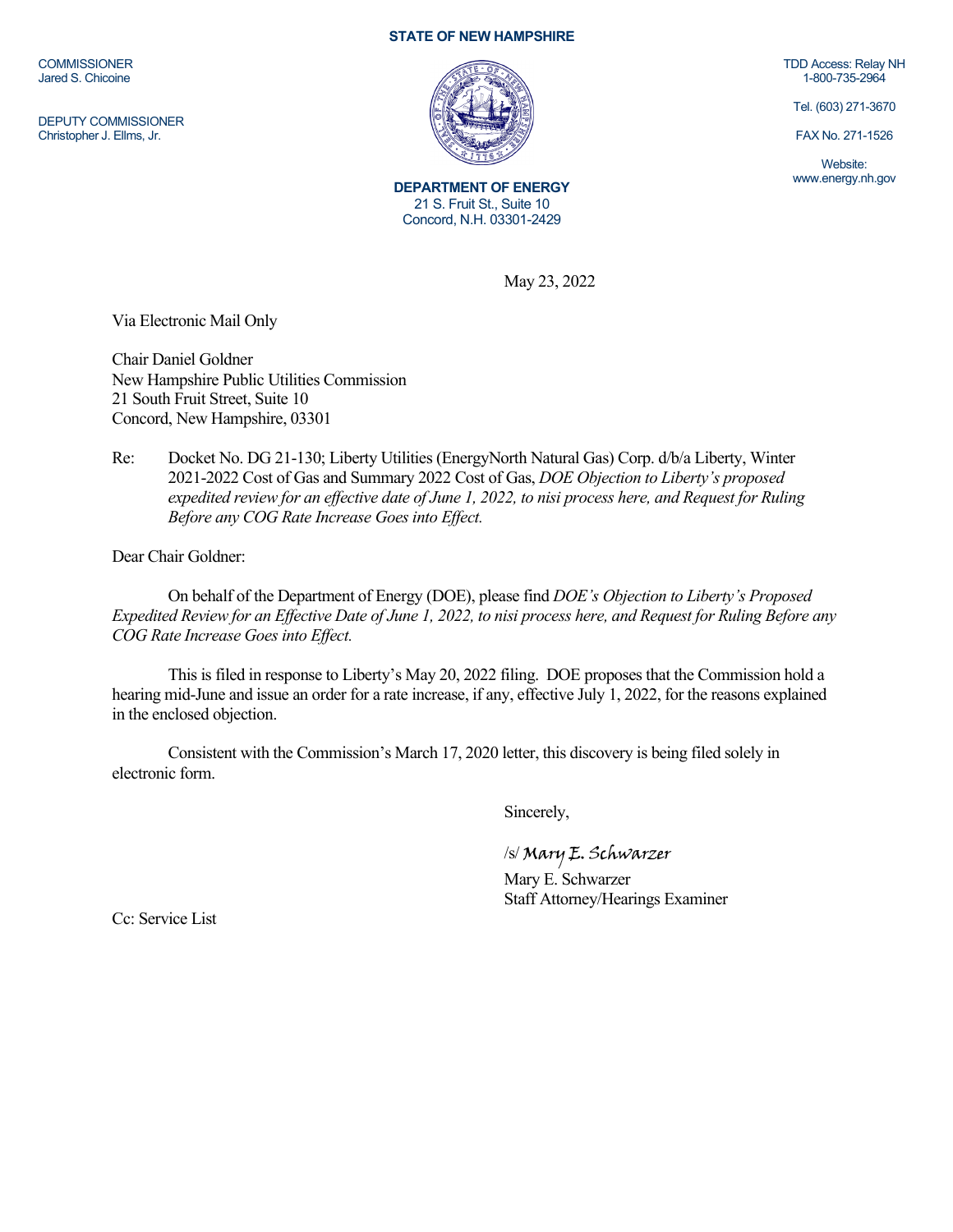COMMISSIONER
Jared S. Chicoine

DEPUTY COMMISSIONER
Christopher J. Ellms, Jr.

**STATE OF NEW HAMPSHIRE**

**DEPARTMENT OF ENERGY**
21 S. Fruit St., Suite 10
Concord, N.H. 03301-2429

TDD Access: Relay NH
1-800-735-2964

Tel. (603) 271-3670

FAX No. 271-1526

Website:
www.energy.nh.gov

May 23, 2022

Via Electronic Mail Only

Chair Daniel Goldner
New Hampshire Public Utilities Commission
21 South Fruit Street, Suite 10
Concord, New Hampshire, 03301

Re: Docket No. DG 21-130; Liberty Utilities (EnergyNorth Natural Gas) Corp. d/b/a Liberty, Winter 2021-2022 Cost of Gas and Summary 2022 Cost of Gas, *DOE Objection to Liberty's proposed expedited review for an effective date of June 1, 2022, to nisi process here, and Request for Ruling Before any COG Rate Increase Goes into Effect.*

Dear Chair Goldner:

On behalf of the Department of Energy (DOE), please find *DOE's Objection to Liberty's Proposed Expedited Review for an Effective Date of June 1, 2022, to nisi process here, and Request for Ruling Before any COG Rate Increase Goes into Effect.*

This is filed in response to Liberty's May 20, 2022 filing. DOE proposes that the Commission hold a hearing mid-June and issue an order for a rate increase, if any, effective July 1, 2022, for the reasons explained in the enclosed objection.

Consistent with the Commission's March 17, 2020 letter, this discovery is being filed solely in electronic form.

Sincerely,

/s/ Mary E. Schwarzer
Mary E. Schwarzer
Staff Attorney/Hearings Examiner

Cc: Service List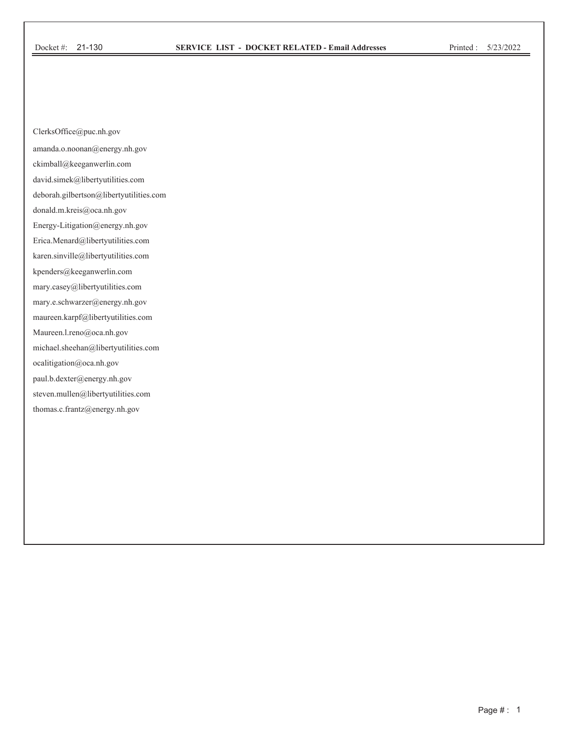Docket #: 21-130 **SERVICE LIST - DOCKET RELATED - Email Addresses** Printed : 5/23/2022

ClerksOffice@puc.nh.gov

amanda.o.noonan@energy.nh.gov

ckimball@keeganwerlin.com

david.simek@libertyutilities.com

deborah.gilbertson@libertyutilities.com

donald.m.kreis@oca.nh.gov

Energy-Litigation@energy.nh.gov

Erica.Menard@libertyutilities.com

karen.sinville@libertyutilities.com

kpenders@keeganwerlin.com

mary.casey@libertyutilities.com

mary.e.schwarzer@energy.nh.gov

maureen.karpf@libertyutilities.com

Maureen.l.reno@oca.nh.gov

michael.sheehan@libertyutilities.com

ocalitigation@oca.nh.gov

paul.b.dexter@energy.nh.gov

steven.mullen@libertyutilities.com

thomas.c.frantz@energy.nh.gov